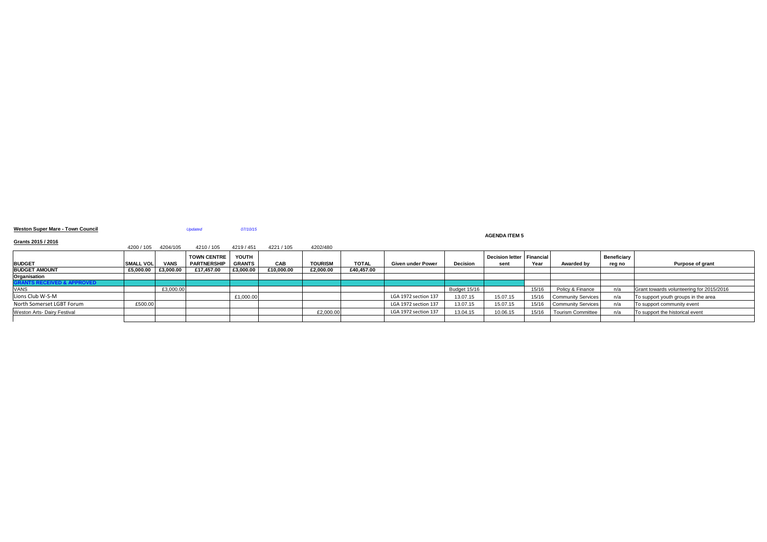**Weston Super Mare - Town Council** *Updated* *07/10/15*

**AGENDA ITEM 5**

**Grants 2015 / 2016**

| | 4200 / 105 | 4204/105 | 4210 / 105 | 4219 / 451 | 4221 / 105 | 4202/480 | | | | | | | | |
|---|---|---|---|---|---|---|---|---|---|---|---|---|---|---|
| **BUDGET** | **SMALL VOL** | **VANS** | **TOWN CENTRE PARTNERSHIP** | **YOUTH GRANTS** | **CAB** | **TOURISM** | **TOTAL** | **Given under Power** | **Decision** | **Decision letter sent** | **Financial Year** | **Awarded by** | **Beneficiary reg no** | **Purpose of grant** |
| **BUDGET AMOUNT** | **£5,000.00** | **£3,000.00** | **£17,457.00** | **£3,000.00** | **£10,000.00** | **£2,000.00** | **£40,457.00** | | | | | | | |
| **Organisation** | | | | | | | | | | | | | | |
| **GRANTS RECEIVED & APPROVED** | | | | | | | | | | | | | | |
| VANS | | £3,000.00 | | | | | | | Budget 15/16 | | 15/16 | Policy & Finance | n/a | Grant towards volunteering for 2015/2016 |
| Lions Club W-S-M | | | | £1,000.00 | | | | LGA 1972 section 137 | 13.07.15 | 15.07.15 | 15/16 | Community Services | n/a | To support youth groups in the area |
| North Somerset LGBT Forum | £500.00 | | | | | | | LGA 1972 section 137 | 13.07.15 | 15.07.15 | 15/16 | Community Services | n/a | To support community event |
| Weston Arts- Dairy Festival | | | | | | £2,000.00 | | LGA 1972 section 137 | 13.04.15 | 10.06.15 | 15/16 | Tourism Committee | n/a | To support the historical event |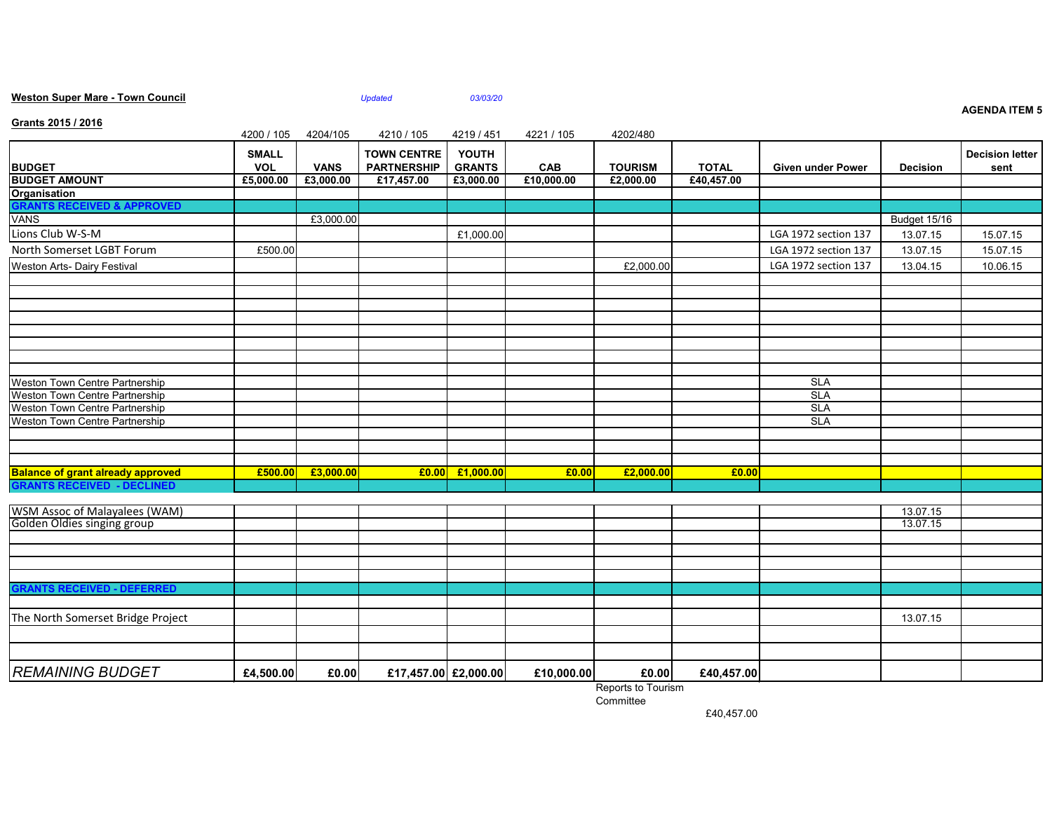**Weston Super Mare - Town Council** *Updated* *03/03/20*

**AGENDA ITEM 5**

**Grants 2015 / 2016**

| | 4200 / 105 | 4204/105 | 4210 / 105 | 4219 / 451 | 4221 / 105 | 4202/480 | | | | |
|---|---|---|---|---|---|---|---|---|---|---|
| **BUDGET** | **SMALL VOL** | **VANS** | **TOWN CENTRE PARTNERSHIP** | **YOUTH GRANTS** | **CAB** | **TOURISM** | **TOTAL** | **Given under Power** | **Decision** | **Decision letter sent** |
| **BUDGET AMOUNT** | **£5,000.00** | **£3,000.00** | **£17,457.00** | **£3,000.00** | **£10,000.00** | **£2,000.00** | **£40,457.00** | | | |
| **Organisation** | | | | | | | | | | |
| **GRANTS RECEIVED & APPROVED** | | | | | | | | | | |
| VANS | | £3,000.00 | | | | | | | Budget 15/16 | |
| Lions Club W-S-M | | | | £1,000.00 | | | | LGA 1972 section 137 | 13.07.15 | 15.07.15 |
| North Somerset LGBT Forum | £500.00 | | | | | | | LGA 1972 section 137 | 13.07.15 | 15.07.15 |
| Weston Arts- Dairy Festival | | | | | | £2,000.00 | | LGA 1972 section 137 | 13.04.15 | 10.06.15 |
| Weston Town Centre Partnership | | | | | | | | SLA | | |
| Weston Town Centre Partnership | | | | | | | | SLA | | |
| Weston Town Centre Partnership | | | | | | | | SLA | | |
| Weston Town Centre Partnership | | | | | | | | SLA | | |
| **Balance of grant already approved** | **£500.00** | **£3,000.00** | **£0.00** | **£1,000.00** | **£0.00** | **£2,000.00** | **£0.00** | | | |
| **GRANTS RECEIVED - DECLINED** | | | | | | | | | | |
| WSM Assoc of Malayalees (WAM) | | | | | | | | | 13.07.15 | |
| Golden Oldies singing group | | | | | | | | | 13.07.15 | |
| **GRANTS RECEIVED - DEFERRED** | | | | | | | | | | |
| The North Somerset Bridge Project | | | | | | | | | 13.07.15 | |
| *REMAINING BUDGET* | **£4,500.00** | **£0.00** | **£17,457.00** | **£2,000.00** | **£10,000.00** | **£0.00** | **£40,457.00** | | | |

Reports to Tourism Committee

£40,457.00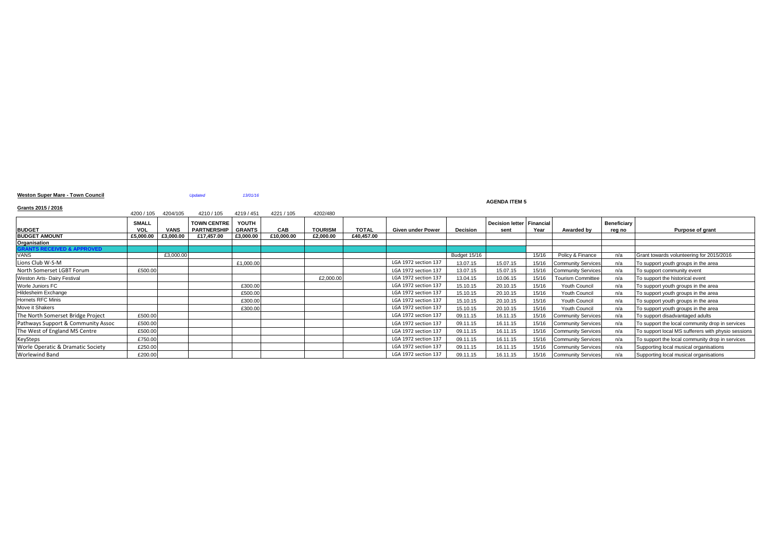**Weston Super Mare - Town Council** *Updated* *13/01/16*

**AGENDA ITEM 5**

**Grants 2015 / 2016**

| | 4200 / 105 | 4204/105 | 4210 / 105 | 4219 / 451 | 4221 / 105 | 4202/480 | | | | | | | | |
|---|---|---|---|---|---|---|---|---|---|---|---|---|---|---|
| **BUDGET** | **SMALL VOL** | **VANS** | **TOWN CENTRE PARTNERSHIP** | **YOUTH GRANTS** | **CAB** | **TOURISM** | **TOTAL** | **Given under Power** | **Decision** | **Decision letter sent** | **Financial Year** | **Awarded by** | **Beneficiary reg no** | **Purpose of grant** |
| **BUDGET AMOUNT** | **£5,000.00** | **£3,000.00** | **£17,457.00** | **£3,000.00** | **£10,000.00** | **£2,000.00** | **£40,457.00** | | | | | | | |
| **Organisation** | | | | | | | | | | | | | | |
| **GRANTS RECEIVED & APPROVED** | | | | | | | | | | | | | | |
| VANS | | £3,000.00 | | | | | | | Budget 15/16 | | 15/16 | Policy & Finance | n/a | Grant towards volunteering for 2015/2016 |
| Lions Club W-S-M | | | | £1,000.00 | | | | LGA 1972 section 137 | 13.07.15 | 15.07.15 | 15/16 | Community Services | n/a | To support youth groups in the area |
| North Somerset LGBT Forum | £500.00 | | | | | | | LGA 1972 section 137 | 13.07.15 | 15.07.15 | 15/16 | Community Services | n/a | To support community event |
| Weston Arts- Dairy Festival | | | | | | £2,000.00 | | LGA 1972 section 137 | 13.04.15 | 10.06.15 | 15/16 | Tourism Committee | n/a | To support the historical event |
| Worle Juniors FC | | | | £300.00 | | | | LGA 1972 section 137 | 15.10.15 | 20.10.15 | 15/16 | Youth Council | n/a | To support youth groups in the area |
| Hildesheim Exchange | | | | £500.00 | | | | LGA 1972 section 137 | 15.10.15 | 20.10.15 | 15/16 | Youth Council | n/a | To support youth groups in the area |
| Hornets RFC Minis | | | | £300.00 | | | | LGA 1972 section 137 | 15.10.15 | 20.10.15 | 15/16 | Youth Council | n/a | To support youth groups in the area |
| Move it Shakers | | | | £300.00 | | | | LGA 1972 section 137 | 15.10.15 | 20.10.15 | 15/16 | Youth Council | n/a | To support youth groups in the area |
| The North Somerset Bridge Project | £500.00 | | | | | | | LGA 1972 section 137 | 09.11.15 | 16.11.15 | 15/16 | Community Services | n/a | To support disadvantaged adults |
| Pathways Support & Community Assoc | £500.00 | | | | | | | LGA 1972 section 137 | 09.11.15 | 16.11.15 | 15/16 | Community Services | n/a | To support the local community drop in services |
| The West of England MS Centre | £500.00 | | | | | | | LGA 1972 section 137 | 09.11.15 | 16.11.15 | 15/16 | Community Services | n/a | To support local MS sufferers with physio sessions |
| KeySteps | £750.00 | | | | | | | LGA 1972 section 137 | 09.11.15 | 16.11.15 | 15/16 | Community Services | n/a | To support the local community drop in services |
| Worle Operatic & Dramatic Society | £250.00 | | | | | | | LGA 1972 section 137 | 09.11.15 | 16.11.15 | 15/16 | Community Services | n/a | Supporting local musical organisations |
| Worlewind Band | £200.00 | | | | | | | LGA 1972 section 137 | 09.11.15 | 16.11.15 | 15/16 | Community Services | n/a | Supporting local musical organisations |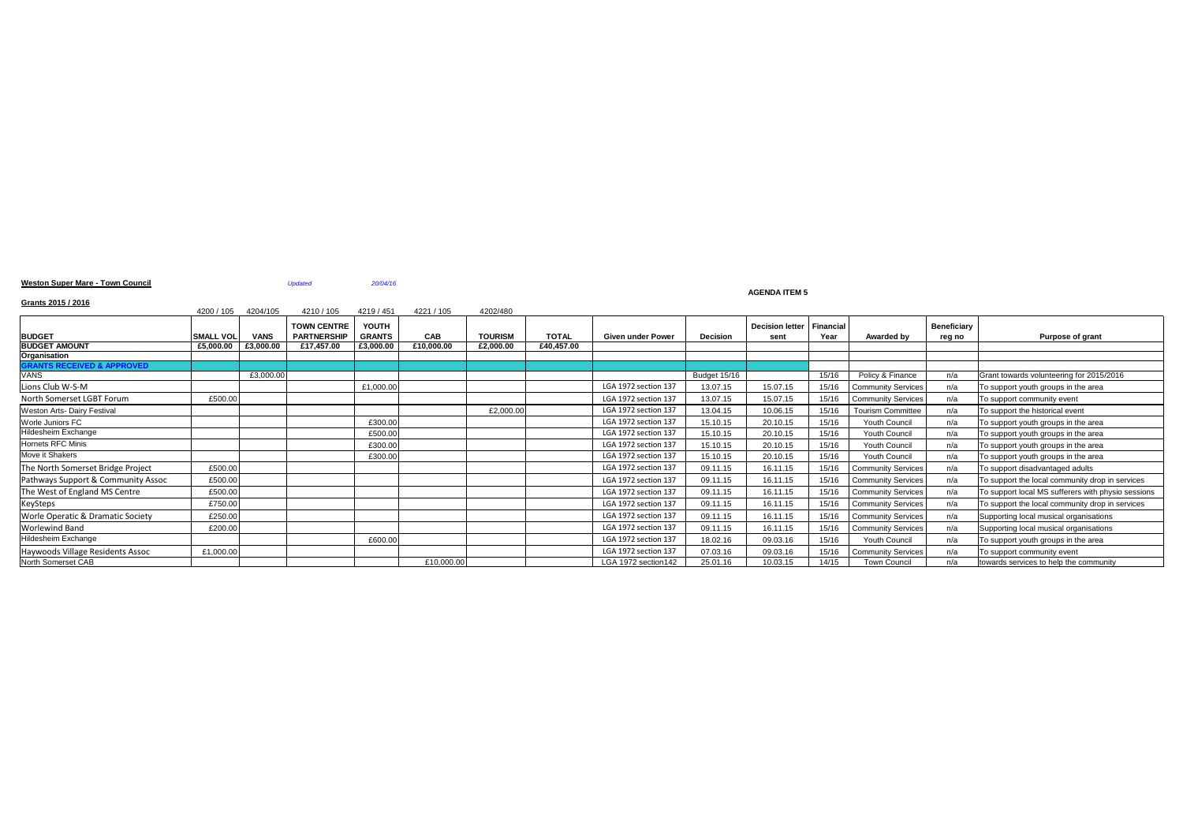**Weston Super Mare - Town Council** *Updated* *20/04/16*

**AGENDA ITEM 5**

**Grants 2015 / 2016**

| | 4200 / 105 | 4204/105 | 4210 / 105 | 4219 / 451 | 4221 / 105 | 4202/480 | | | | | | | | |
|---|---|---|---|---|---|---|---|---|---|---|---|---|---|---|
| **BUDGET** | **SMALL VOL** | **VANS** | **TOWN CENTRE PARTNERSHIP** | **YOUTH GRANTS** | **CAB** | **TOURISM** | **TOTAL** | **Given under Power** | **Decision** | **Decision letter sent** | **Financial Year** | **Awarded by** | **Beneficiary reg no** | **Purpose of grant** |
| **BUDGET AMOUNT** | **£5,000.00** | **£3,000.00** | **£17,457.00** | **£3,000.00** | **£10,000.00** | **£2,000.00** | **£40,457.00** | | | | | | | |
| **Organisation** | | | | | | | | | | | | | | |
| **GRANTS RECEIVED & APPROVED** | | | | | | | | | | | | | | |
| VANS | | £3,000.00 | | | | | | | Budget 15/16 | | 15/16 | Policy & Finance | n/a | Grant towards volunteering for 2015/2016 |
| Lions Club W-S-M | | | | £1,000.00 | | | | LGA 1972 section 137 | 13.07.15 | 15.07.15 | 15/16 | Community Services | n/a | To support youth groups in the area |
| North Somerset LGBT Forum | £500.00 | | | | | | | LGA 1972 section 137 | 13.07.15 | 15.07.15 | 15/16 | Community Services | n/a | To support community event |
| Weston Arts- Dairy Festival | | | | | | £2,000.00 | | LGA 1972 section 137 | 13.04.15 | 10.06.15 | 15/16 | Tourism Committee | n/a | To support the historical event |
| Worle Juniors FC | | | | £300.00 | | | | LGA 1972 section 137 | 15.10.15 | 20.10.15 | 15/16 | Youth Council | n/a | To support youth groups in the area |
| Hildesheim Exchange | | | | £500.00 | | | | LGA 1972 section 137 | 15.10.15 | 20.10.15 | 15/16 | Youth Council | n/a | To support youth groups in the area |
| Hornets RFC Minis | | | | £300.00 | | | | LGA 1972 section 137 | 15.10.15 | 20.10.15 | 15/16 | Youth Council | n/a | To support youth groups in the area |
| Move it Shakers | | | | £300.00 | | | | LGA 1972 section 137 | 15.10.15 | 20.10.15 | 15/16 | Youth Council | n/a | To support youth groups in the area |
| The North Somerset Bridge Project | £500.00 | | | | | | | LGA 1972 section 137 | 09.11.15 | 16.11.15 | 15/16 | Community Services | n/a | To support disadvantaged adults |
| Pathways Support & Community Assoc | £500.00 | | | | | | | LGA 1972 section 137 | 09.11.15 | 16.11.15 | 15/16 | Community Services | n/a | To support the local community drop in services |
| The West of England MS Centre | £500.00 | | | | | | | LGA 1972 section 137 | 09.11.15 | 16.11.15 | 15/16 | Community Services | n/a | To support local MS sufferers with physio sessions |
| KeySteps | £750.00 | | | | | | | LGA 1972 section 137 | 09.11.15 | 16.11.15 | 15/16 | Community Services | n/a | To support the local community drop in services |
| Worle Operatic & Dramatic Society | £250.00 | | | | | | | LGA 1972 section 137 | 09.11.15 | 16.11.15 | 15/16 | Community Services | n/a | Supporting local musical organisations |
| Worlewind Band | £200.00 | | | | | | | LGA 1972 section 137 | 09.11.15 | 16.11.15 | 15/16 | Community Services | n/a | Supporting local musical organisations |
| Hildesheim Exchange | | | | £600.00 | | | | LGA 1972 section 137 | 18.02.16 | 09.03.16 | 15/16 | Youth Council | n/a | To support youth groups in the area |
| Haywoods Village Residents Assoc | £1,000.00 | | | | | | | LGA 1972 section 137 | 07.03.16 | 09.03.16 | 15/16 | Community Services | n/a | To support community event |
| North Somerset CAB | | | | | £10,000.00 | | | LGA 1972 section142 | 25.01.16 | 10.03.15 | 14/15 | Town Council | n/a | towards services to help the community |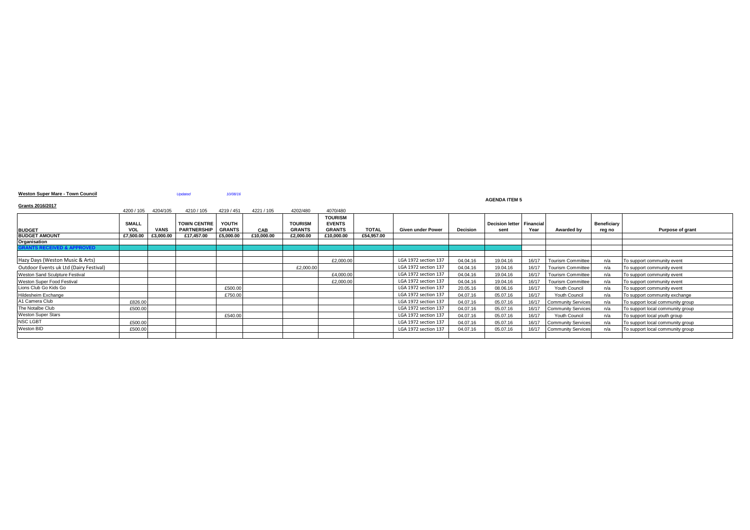**Weston Super Mare - Town Council** *Updated* *10/08/16*

**AGENDA ITEM 5**

**Grants 2016/2017**

| | 4200 / 105 | 4204/105 | 4210 / 105 | 4219 / 451 | 4221 / 105 | 4202/480 | 4070/480 | | | | | | | | |
|---|---|---|---|---|---|---|---|---|---|---|---|---|---|---|---|
| **BUDGET** | **SMALL VOL** | **VANS** | **TOWN CENTRE PARTNERSHIP** | **YOUTH GRANTS** | **CAB** | **TOURISM GRANTS** | **TOURISM EVENTS GRANTS** | **TOTAL** | **Given under Power** | **Decision** | **Decision letter sent** | **Financial Year** | **Awarded by** | **Beneficiary reg no** | **Purpose of grant** |
| **BUDGET AMOUNT** | **£7,500.00** | **£3,000.00** | **£17,457.00** | **£5,000.00** | **£10,000.00** | **£2,000.00** | **£10,000.00** | **£54,957.00** | | | | | | | |
| **Organisation** | | | | | | | | | | | | | | | |
| **GRANTS RECEIVED & APPROVED** | | | | | | | | | | | | | | | |
| | | | | | | | | | | | | | | | |
| Hazy Days (Weston Music & Arts) | | | | | | | £2,000.00 | | LGA 1972 section 137 | 04.04.16 | 19.04.16 | 16/17 | Tourism Committee | n/a | To support community event |
| Outdoor Events uk Ltd (Dairy Festival) | | | | | | £2,000.00 | | | LGA 1972 section 137 | 04.04.16 | 19.04.16 | 16/17 | Tourism Committee | n/a | To support community event |
| Weston Sand Sculpture Festival | | | | | | | £4,000.00 | | LGA 1972 section 137 | 04.04.16 | 19.04.16 | 16/17 | Tourism Committee | n/a | To support community event |
| Weston Super Food Festival | | | | | | | £2,000.00 | | LGA 1972 section 137 | 04.04.16 | 19.04.16 | 16/17 | Tourism Committee | n/a | To support community event |
| Lions Club Go Kids Go | | | | £500.00 | | | | | LGA 1972 section 137 | 20.05.16 | 08.06.16 | 16/17 | Youth Council | n/a | To support community event |
| Hildesheim Exchange | | | | £750.00 | | | | | LGA 1972 section 137 | 04.07.16 | 05.07.16 | 16/17 | Youth Council | n/a | To support community exchange |
| A1 Camera Club | £826.00 | | | | | | | | LGA 1972 section 137 | 04.07.16 | 05.07.16 | 16/17 | Community Services | n/a | To support local community group |
| The Notalbe Club | £500.00 | | | | | | | | LGA 1972 section 137 | 04.07.16 | 05.07.16 | 16/17 | Community Services | n/a | To support local community group |
| Weston Super Stars | | | | £540.00 | | | | | LGA 1972 section 137 | 04.07.16 | 05.07.16 | 16/17 | Youth Council | n/a | To support local youth group |
| NSC LGBT | £500.00 | | | | | | | | LGA 1972 section 137 | 04.07.16 | 05.07.16 | 16/17 | Community Services | n/a | To support local community group |
| Weston BID | £500.00 | | | | | | | | LGA 1972 section 137 | 04.07.16 | 05.07.16 | 16/17 | Community Services | n/a | To support local community group |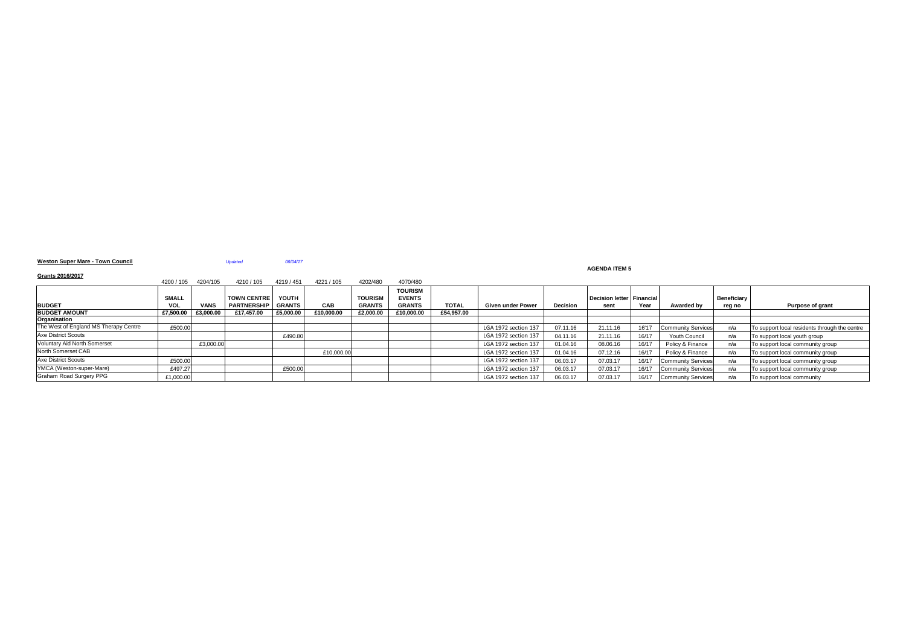**Weston Super Mare - Town Council** *Updated* *06/04/17*

**AGENDA ITEM 5**

**Grants 2016/2017**

| | 4200 / 105 | 4204/105 | 4210 / 105 | 4219 / 451 | 4221 / 105 | 4202/480 | 4070/480 | | | | | | | | |
|---|---|---|---|---|---|---|---|---|---|---|---|---|---|---|---|
| **BUDGET** | **SMALL VOL** | **VANS** | **TOWN CENTRE PARTNERSHIP** | **YOUTH GRANTS** | **CAB** | **TOURISM GRANTS** | **TOURISM EVENTS GRANTS** | **TOTAL** | **Given under Power** | **Decision** | **Decision letter sent** | **Financial Year** | **Awarded by** | **Beneficiary reg no** | **Purpose of grant** |
| **BUDGET AMOUNT** | **£7,500.00** | **£3,000.00** | **£17,457.00** | **£5,000.00** | **£10,000.00** | **£2,000.00** | **£10,000.00** | **£54,957.00** | | | | | | | |
| **Organisation** | | | | | | | | | | | | | | | |
| The West of England MS Therapy Centre | £500.00 | | | | | | | | LGA 1972 section 137 | 07.11.16 | 21.11.16 | 16'17 | Community Services | n/a | To support local residents through the centre |
| Axe District Scouts | | | | £490.80 | | | | | LGA 1972 section 137 | 04.11.16 | 21.11.16 | 16/17 | Youth Council | n/a | To support local youth group |
| Voluntary Aid North Somerset | | £3,000.00 | | | | | | | LGA 1972 section 137 | 01.04.16 | 08.06.16 | 16/17 | Policy & Finance | n/a | To support local community group |
| North Somerset CAB | | | | | £10,000.00 | | | | LGA 1972 section 137 | 01.04.16 | 07.12.16 | 16/17 | Policy & Finance | n/a | To support local community group |
| Axe District Scouts | £500.00 | | | | | | | | LGA 1972 section 137 | 06.03.17 | 07.03.17 | 16/17 | Community Services | n/a | To support local community group |
| YMCA (Weston-super-Mare) | £497.27 | | | £500.00 | | | | | LGA 1972 section 137 | 06.03.17 | 07.03.17 | 16/17 | Community Services | n/a | To support local community group |
| Graham Road Surgery PPG | £1,000.00 | | | | | | | | LGA 1972 section 137 | 06.03.17 | 07.03.17 | 16/17 | Community Services | n/a | To support local community |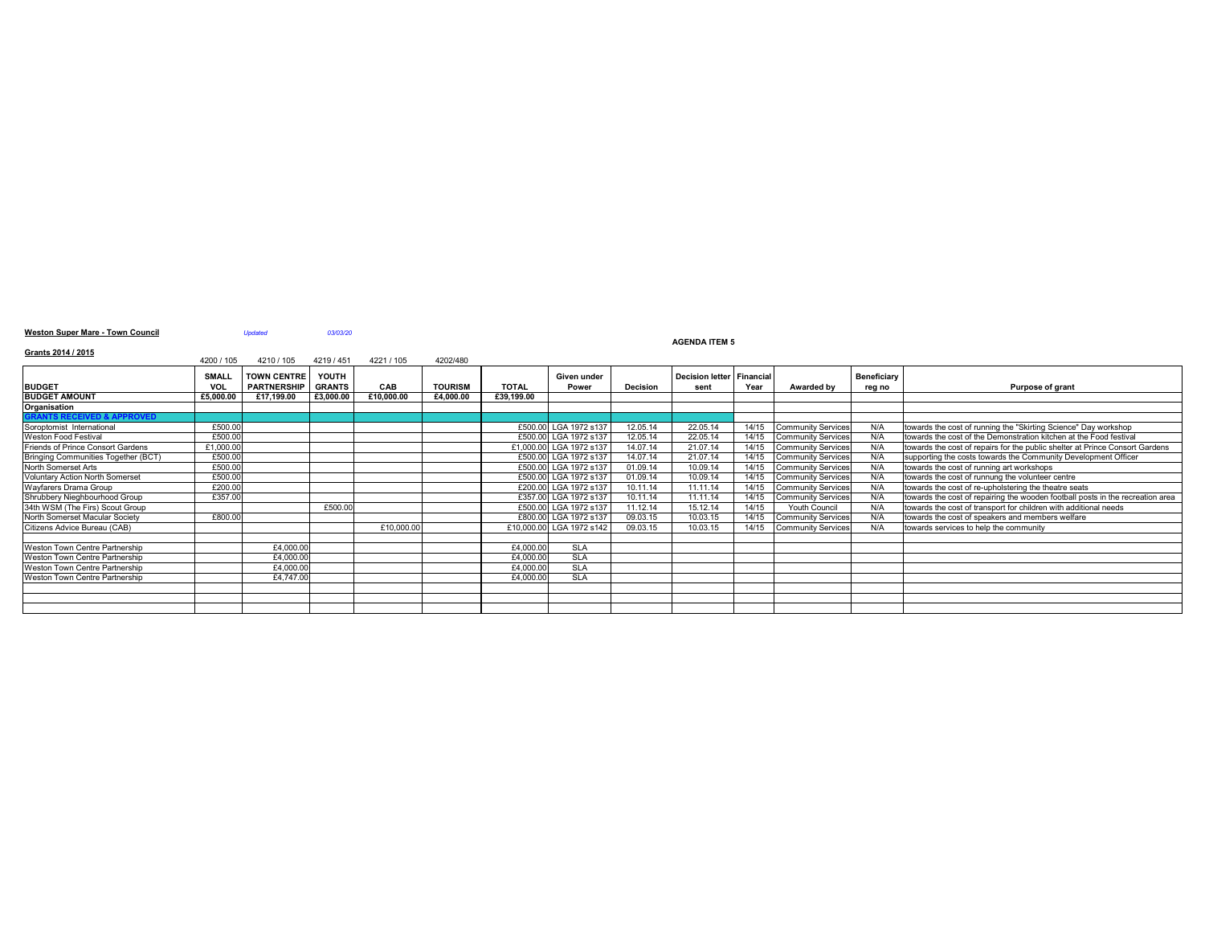**Weston Super Mare - Town Council** *Updated* *03/03/20*

**AGENDA ITEM 5**

**Grants 2014 / 2015**

| | 4200 / 105 | 4210 / 105 | 4219 / 451 | 4221 / 105 | 4202/480 | | | | | | | | |
|---|---|---|---|---|---|---|---|---|---|---|---|---|---|
| **BUDGET** | **SMALL VOL** | **TOWN CENTRE PARTNERSHIP** | **YOUTH GRANTS** | **CAB** | **TOURISM** | **TOTAL** | **Given under Power** | **Decision** | **Decision letter sent** | **Financial Year** | **Awarded by** | **Beneficiary reg no** | **Purpose of grant** |
| **BUDGET AMOUNT** | **£5,000.00** | **£17,199.00** | **£3,000.00** | **£10,000.00** | **£4,000.00** | **£39,199.00** | | | | | | | |
| **Organisation** | | | | | | | | | | | | | |
| **GRANTS RECEIVED & APPROVED** | | | | | | | | | | | | | |
| Soroptomist International | £500.00 | | | | | £500.00 | LGA 1972 s137 | 12.05.14 | 22.05.14 | 14/15 | Community Services | N/A | towards the cost of running the "Skirting Science" Day workshop |
| Weston Food Festival | £500.00 | | | | | £500.00 | LGA 1972 s137 | 12.05.14 | 22.05.14 | 14/15 | Community Services | N/A | towards the cost of the Demonstration kitchen at the Food festival |
| Friends of Prince Consort Gardens | £1,000.00 | | | | | £1,000.00 | LGA 1972 s137 | 14.07.14 | 21.07.14 | 14/15 | Community Services | N/A | towards the cost of repairs for the public shelter at Prince Consort Gardens |
| Bringing Communities Together (BCT) | £500.00 | | | | | £500.00 | LGA 1972 s137 | 14.07.14 | 21.07.14 | 14/15 | Community Services | N/A | supporting the costs towards the Community Development Officer |
| North Somerset Arts | £500.00 | | | | | £500.00 | LGA 1972 s137 | 01.09.14 | 10.09.14 | 14/15 | Community Services | N/A | towards the cost of running art workshops |
| Voluntary Action North Somerset | £500.00 | | | | | £500.00 | LGA 1972 s137 | 01.09.14 | 10.09.14 | 14/15 | Community Services | N/A | towards the cost of runnung the volunteer centre |
| Wayfarers Drama Group | £200.00 | | | | | £200.00 | LGA 1972 s137 | 10.11.14 | 11.11.14 | 14/15 | Community Services | N/A | towards the cost of re-upholstering the theatre seats |
| Shrubbery Nieghbourhood Group | £357.00 | | | | | £357.00 | LGA 1972 s137 | 10.11.14 | 11.11.14 | 14/15 | Community Services | N/A | towards the cost of repairing the wooden football posts in the recreation area |
| 34th WSM (The Firs) Scout Group | | | £500.00 | | | £500.00 | LGA 1972 s137 | 11.12.14 | 15.12.14 | 14/15 | Youth Council | N/A | towards the cost of transport for children with additional needs |
| North Somerset Macular Society | £800.00 | | | | | £800.00 | LGA 1972 s137 | 09.03.15 | 10.03.15 | 14/15 | Community Services | N/A | towards the cost of speakers and members welfare |
| Citizens Advice Bureau (CAB) | | | | £10,000.00 | | £10,000.00 | LGA 1972 s142 | 09.03.15 | 10.03.15 | 14/15 | Community Services | N/A | towards services to help the community |
| | | | | | | | | | | | | | |
| Weston Town Centre Partnership | | £4,000.00 | | | | £4,000.00 | SLA | | | | | | |
| Weston Town Centre Partnership | | £4,000.00 | | | | £4,000.00 | SLA | | | | | | |
| Weston Town Centre Partnership | | £4,000.00 | | | | £4,000.00 | SLA | | | | | | |
| Weston Town Centre Partnership | | £4,747.00 | | | | £4,000.00 | SLA | | | | | | |